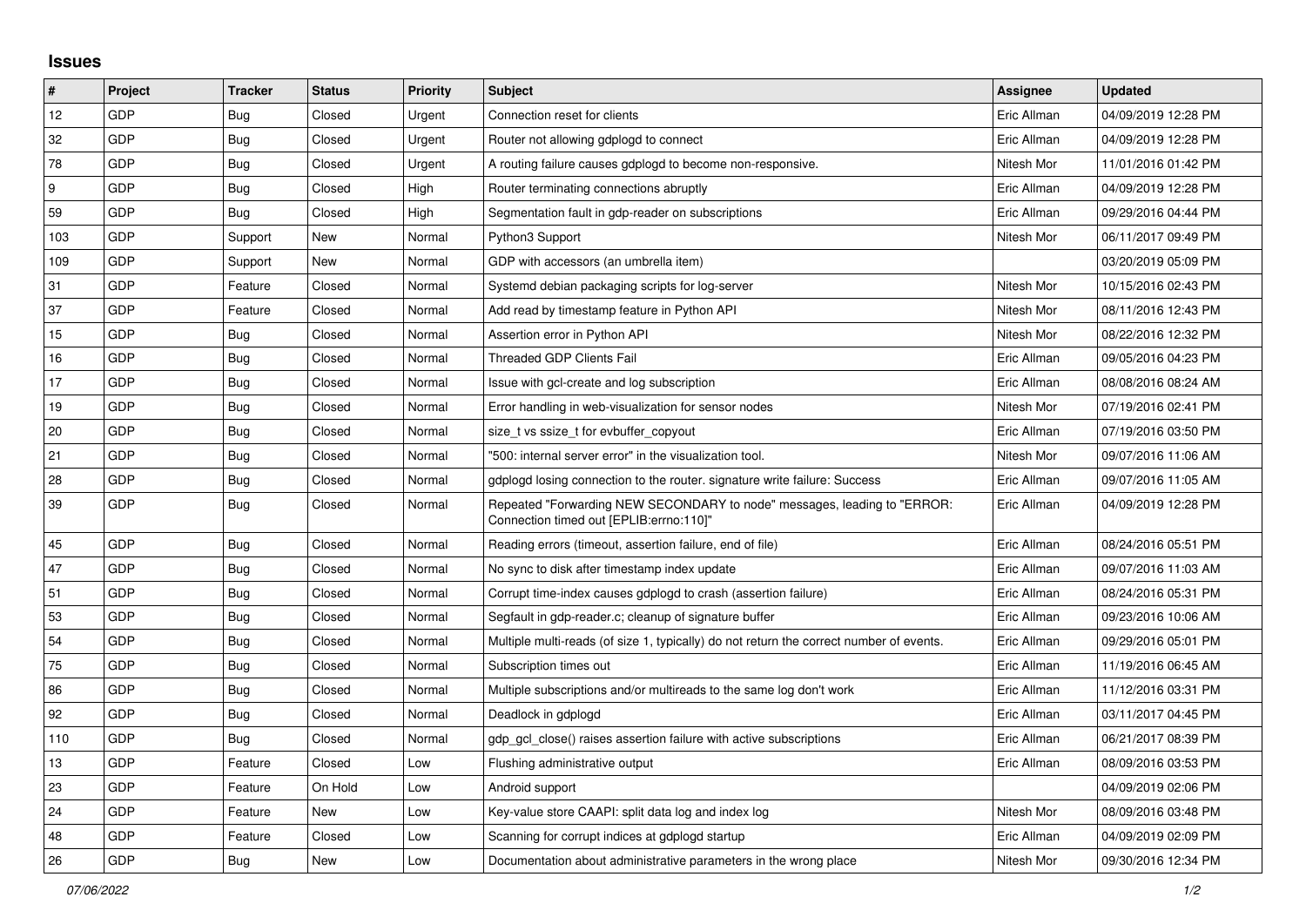## Issues

| # | Project | Tracker | Status | Priority | Subject | Assignee | Updated |
|---|---|---|---|---|---|---|---|
| 12 | GDP | Bug | Closed | Urgent | Connection reset for clients | Eric Allman | 04/09/2019 12:28 PM |
| 32 | GDP | Bug | Closed | Urgent | Router not allowing gdplogd to connect | Eric Allman | 04/09/2019 12:28 PM |
| 78 | GDP | Bug | Closed | Urgent | A routing failure causes gdplogd to become non-responsive. | Nitesh Mor | 11/01/2016 01:42 PM |
| 9 | GDP | Bug | Closed | High | Router terminating connections abruptly | Eric Allman | 04/09/2019 12:28 PM |
| 59 | GDP | Bug | Closed | High | Segmentation fault in gdp-reader on subscriptions | Eric Allman | 09/29/2016 04:44 PM |
| 103 | GDP | Support | New | Normal | Python3 Support | Nitesh Mor | 06/11/2017 09:49 PM |
| 109 | GDP | Support | New | Normal | GDP with accessors (an umbrella item) | | 03/20/2019 05:09 PM |
| 31 | GDP | Feature | Closed | Normal | Systemd debian packaging scripts for log-server | Nitesh Mor | 10/15/2016 02:43 PM |
| 37 | GDP | Feature | Closed | Normal | Add read by timestamp feature in Python API | Nitesh Mor | 08/11/2016 12:43 PM |
| 15 | GDP | Bug | Closed | Normal | Assertion error in Python API | Nitesh Mor | 08/22/2016 12:32 PM |
| 16 | GDP | Bug | Closed | Normal | Threaded GDP Clients Fail | Eric Allman | 09/05/2016 04:23 PM |
| 17 | GDP | Bug | Closed | Normal | Issue with gcl-create and log subscription | Eric Allman | 08/08/2016 08:24 AM |
| 19 | GDP | Bug | Closed | Normal | Error handling in web-visualization for sensor nodes | Nitesh Mor | 07/19/2016 02:41 PM |
| 20 | GDP | Bug | Closed | Normal | size_t vs ssize_t for evbuffer_copyout | Eric Allman | 07/19/2016 03:50 PM |
| 21 | GDP | Bug | Closed | Normal | "500: internal server error" in the visualization tool. | Nitesh Mor | 09/07/2016 11:06 AM |
| 28 | GDP | Bug | Closed | Normal | gdplogd losing connection to the router. signature write failure: Success | Eric Allman | 09/07/2016 11:05 AM |
| 39 | GDP | Bug | Closed | Normal | Repeated "Forwarding NEW SECONDARY to node" messages, leading to "ERROR: Connection timed out [EPLIB:errno:110]" | Eric Allman | 04/09/2019 12:28 PM |
| 45 | GDP | Bug | Closed | Normal | Reading errors (timeout, assertion failure, end of file) | Eric Allman | 08/24/2016 05:51 PM |
| 47 | GDP | Bug | Closed | Normal | No sync to disk after timestamp index update | Eric Allman | 09/07/2016 11:03 AM |
| 51 | GDP | Bug | Closed | Normal | Corrupt time-index causes gdplogd to crash (assertion failure) | Eric Allman | 08/24/2016 05:31 PM |
| 53 | GDP | Bug | Closed | Normal | Segfault in gdp-reader.c; cleanup of signature buffer | Eric Allman | 09/23/2016 10:06 AM |
| 54 | GDP | Bug | Closed | Normal | Multiple multi-reads (of size 1, typically) do not return the correct number of events. | Eric Allman | 09/29/2016 05:01 PM |
| 75 | GDP | Bug | Closed | Normal | Subscription times out | Eric Allman | 11/19/2016 06:45 AM |
| 86 | GDP | Bug | Closed | Normal | Multiple subscriptions and/or multireads to the same log don't work | Eric Allman | 11/12/2016 03:31 PM |
| 92 | GDP | Bug | Closed | Normal | Deadlock in gdplogd | Eric Allman | 03/11/2017 04:45 PM |
| 110 | GDP | Bug | Closed | Normal | gdp_gcl_close() raises assertion failure with active subscriptions | Eric Allman | 06/21/2017 08:39 PM |
| 13 | GDP | Feature | Closed | Low | Flushing administrative output | Eric Allman | 08/09/2016 03:53 PM |
| 23 | GDP | Feature | On Hold | Low | Android support | | 04/09/2019 02:06 PM |
| 24 | GDP | Feature | New | Low | Key-value store CAAPI: split data log and index log | Nitesh Mor | 08/09/2016 03:48 PM |
| 48 | GDP | Feature | Closed | Low | Scanning for corrupt indices at gdplogd startup | Eric Allman | 04/09/2019 02:09 PM |
| 26 | GDP | Bug | New | Low | Documentation about administrative parameters in the wrong place | Nitesh Mor | 09/30/2016 12:34 PM |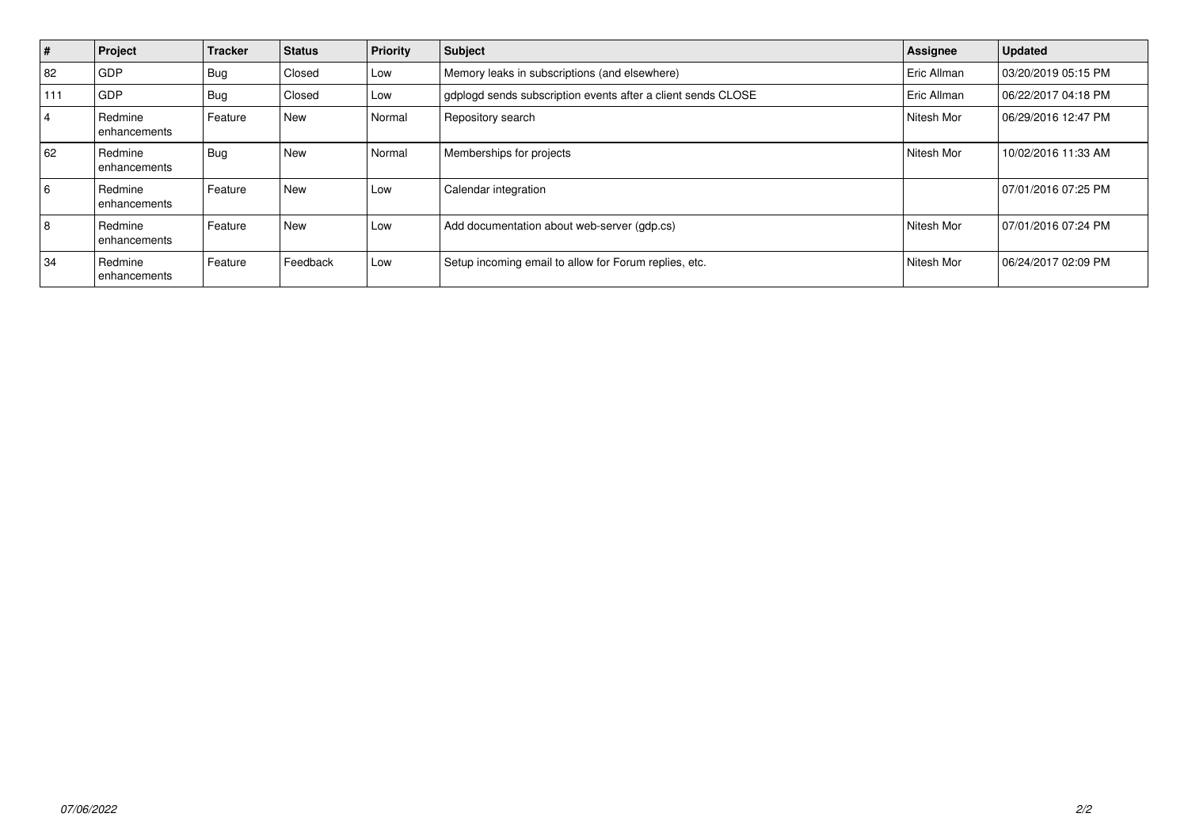| # | Project | Tracker | Status | Priority | Subject | Assignee | Updated |
|---|---|---|---|---|---|---|---|
| 82 | GDP | Bug | Closed | Low | Memory leaks in subscriptions (and elsewhere) | Eric Allman | 03/20/2019 05:15 PM |
| 111 | GDP | Bug | Closed | Low | gdplogd sends subscription events after a client sends CLOSE | Eric Allman | 06/22/2017 04:18 PM |
| 4 | Redmine enhancements | Feature | New | Normal | Repository search | Nitesh Mor | 06/29/2016 12:47 PM |
| 62 | Redmine enhancements | Bug | New | Normal | Memberships for projects | Nitesh Mor | 10/02/2016 11:33 AM |
| 6 | Redmine enhancements | Feature | New | Low | Calendar integration | | 07/01/2016 07:25 PM |
| 8 | Redmine enhancements | Feature | New | Low | Add documentation about web-server (gdp.cs) | Nitesh Mor | 07/01/2016 07:24 PM |
| 34 | Redmine enhancements | Feature | Feedback | Low | Setup incoming email to allow for Forum replies, etc. | Nitesh Mor | 06/24/2017 02:09 PM |